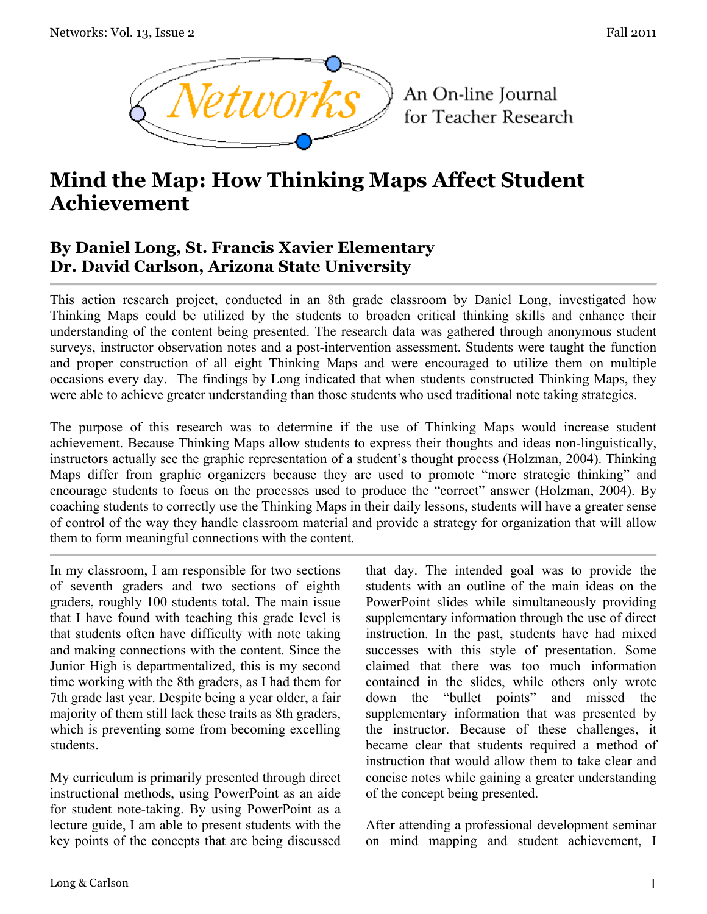# Mind the Map: How Thinking Maps Affect Student Achievement

## By Daniel Long, St. Francis Xavier Elementary
## Dr. David Carlson, Arizona State University

This action research project, conducted in an 8th grade classroom by Daniel Long, investigated how Thinking Maps could be utilized by the students to broaden critical thinking skills and enhance their understanding of the content being presented. The research data was gathered through anonymous student surveys, instructor observation notes and a post-intervention assessment. Students were taught the function and proper construction of all eight Thinking Maps and were encouraged to utilize them on multiple occasions every day. The findings by Long indicated that when students constructed Thinking Maps, they were able to achieve greater understanding than those students who used traditional note taking strategies.

The purpose of this research was to determine if the use of Thinking Maps would increase student achievement. Because Thinking Maps allow students to express their thoughts and ideas non-linguistically, instructors actually see the graphic representation of a student's thought process (Holzman, 2004). Thinking Maps differ from graphic organizers because they are used to promote "more strategic thinking" and encourage students to focus on the processes used to produce the "correct" answer (Holzman, 2004). By coaching students to correctly use the Thinking Maps in their daily lessons, students will have a greater sense of control of the way they handle classroom material and provide a strategy for organization that will allow them to form meaningful connections with the content.

---

In my classroom, I am responsible for two sections of seventh graders and two sections of eighth graders, roughly 100 students total. The main issue that I have found with teaching this grade level is that students often have difficulty with note taking and making connections with the content. Since the Junior High is departmentalized, this is my second time working with the 8th graders, as I had them for 7th grade last year. Despite being a year older, a fair majority of them still lack these traits as 8th graders, which is preventing some from becoming excelling students.

My curriculum is primarily presented through direct instructional methods, using PowerPoint as an aide for student note-taking. By using PowerPoint as a lecture guide, I am able to present students with the key points of the concepts that are being discussed that day. The intended goal was to provide the students with an outline of the main ideas on the PowerPoint slides while simultaneously providing supplementary information through the use of direct instruction. In the past, students have had mixed successes with this style of presentation. Some claimed that there was too much information contained in the slides, while others only wrote down the "bullet points" and missed the supplementary information that was presented by the instructor. Because of these challenges, it became clear that students required a method of instruction that would allow them to take clear and concise notes while gaining a greater understanding of the concept being presented.

After attending a professional development seminar on mind mapping and student achievement, I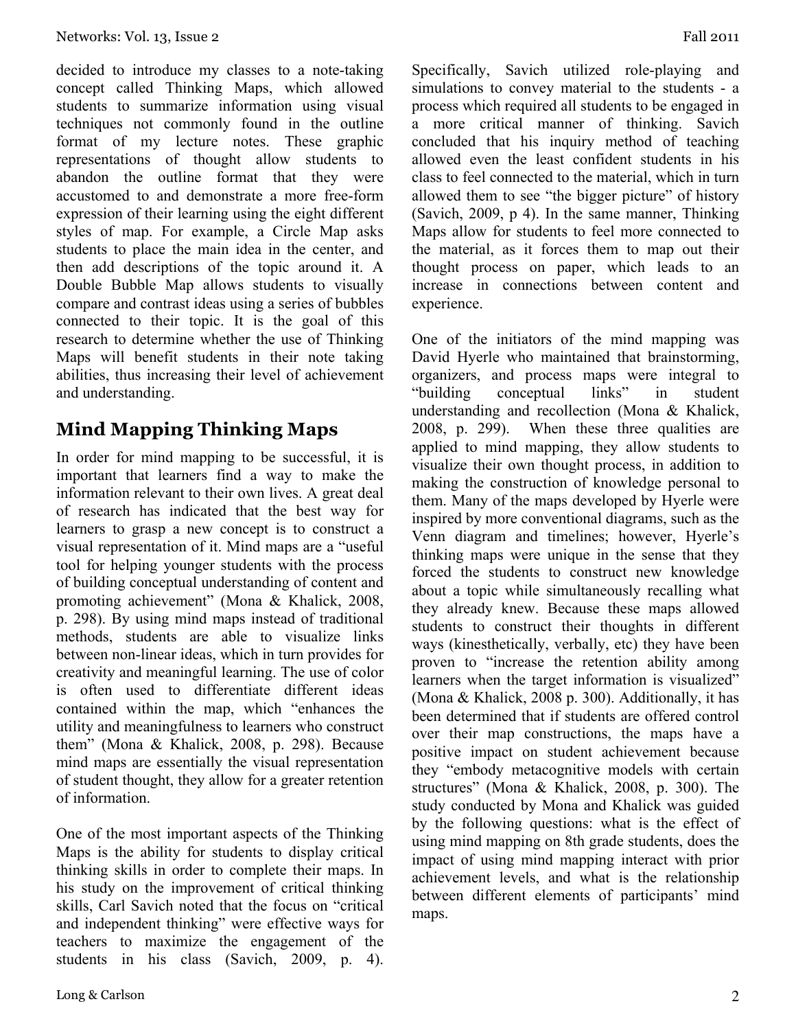decided to introduce my classes to a note-taking concept called Thinking Maps, which allowed students to summarize information using visual techniques not commonly found in the outline format of my lecture notes. These graphic representations of thought allow students to abandon the outline format that they were accustomed to and demonstrate a more free-form expression of their learning using the eight different styles of map. For example, a Circle Map asks students to place the main idea in the center, and then add descriptions of the topic around it. A Double Bubble Map allows students to visually compare and contrast ideas using a series of bubbles connected to their topic. It is the goal of this research to determine whether the use of Thinking Maps will benefit students in their note taking abilities, thus increasing their level of achievement and understanding.

## Mind Mapping Thinking Maps

In order for mind mapping to be successful, it is important that learners find a way to make the information relevant to their own lives. A great deal of research has indicated that the best way for learners to grasp a new concept is to construct a visual representation of it. Mind maps are a "useful tool for helping younger students with the process of building conceptual understanding of content and promoting achievement" (Mona & Khalick, 2008, p. 298). By using mind maps instead of traditional methods, students are able to visualize links between non-linear ideas, which in turn provides for creativity and meaningful learning. The use of color is often used to differentiate different ideas contained within the map, which "enhances the utility and meaningfulness to learners who construct them" (Mona & Khalick, 2008, p. 298). Because mind maps are essentially the visual representation of student thought, they allow for a greater retention of information.

One of the most important aspects of the Thinking Maps is the ability for students to display critical thinking skills in order to complete their maps. In his study on the improvement of critical thinking skills, Carl Savich noted that the focus on "critical and independent thinking" were effective ways for teachers to maximize the engagement of the students in his class (Savich, 2009, p. 4). Specifically, Savich utilized role-playing and simulations to convey material to the students - a process which required all students to be engaged in a more critical manner of thinking. Savich concluded that his inquiry method of teaching allowed even the least confident students in his class to feel connected to the material, which in turn allowed them to see "the bigger picture" of history (Savich, 2009, p 4). In the same manner, Thinking Maps allow for students to feel more connected to the material, as it forces them to map out their thought process on paper, which leads to an increase in connections between content and experience.

One of the initiators of the mind mapping was David Hyerle who maintained that brainstorming, organizers, and process maps were integral to "building conceptual links" in student understanding and recollection (Mona & Khalick, 2008, p. 299). When these three qualities are applied to mind mapping, they allow students to visualize their own thought process, in addition to making the construction of knowledge personal to them. Many of the maps developed by Hyerle were inspired by more conventional diagrams, such as the Venn diagram and timelines; however, Hyerle's thinking maps were unique in the sense that they forced the students to construct new knowledge about a topic while simultaneously recalling what they already knew. Because these maps allowed students to construct their thoughts in different ways (kinesthetically, verbally, etc) they have been proven to "increase the retention ability among learners when the target information is visualized" (Mona & Khalick, 2008 p. 300). Additionally, it has been determined that if students are offered control over their map constructions, the maps have a positive impact on student achievement because they "embody metacognitive models with certain structures" (Mona & Khalick, 2008, p. 300). The study conducted by Mona and Khalick was guided by the following questions: what is the effect of using mind mapping on 8th grade students, does the impact of using mind mapping interact with prior achievement levels, and what is the relationship between different elements of participants' mind maps.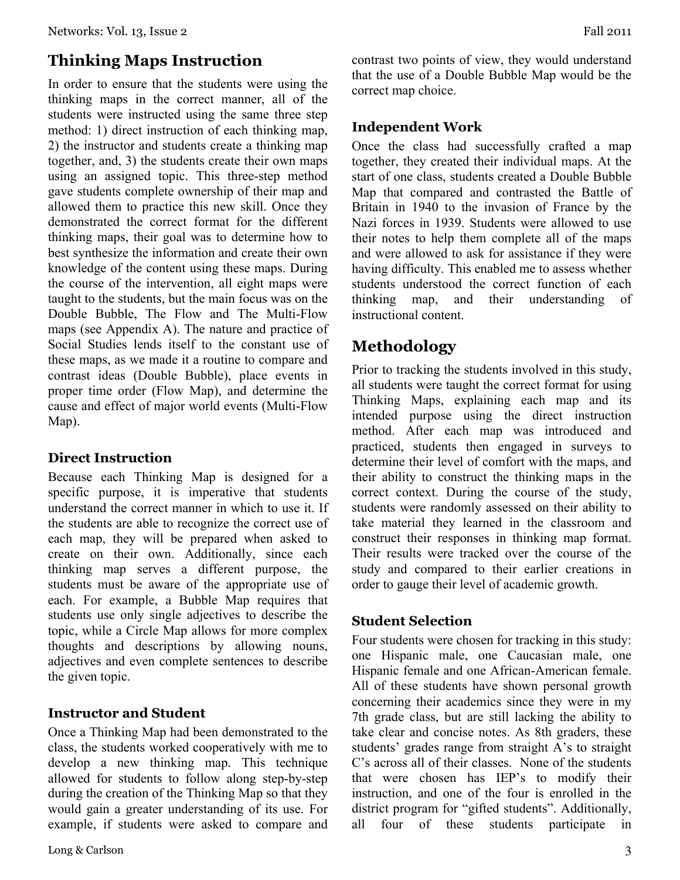## Thinking Maps Instruction

In order to ensure that the students were using the thinking maps in the correct manner, all of the students were instructed using the same three step method: 1) direct instruction of each thinking map, 2) the instructor and students create a thinking map together, and, 3) the students create their own maps using an assigned topic. This three-step method gave students complete ownership of their map and allowed them to practice this new skill. Once they demonstrated the correct format for the different thinking maps, their goal was to determine how to best synthesize the information and create their own knowledge of the content using these maps. During the course of the intervention, all eight maps were taught to the students, but the main focus was on the Double Bubble, The Flow and The Multi-Flow maps (see Appendix A). The nature and practice of Social Studies lends itself to the constant use of these maps, as we made it a routine to compare and contrast ideas (Double Bubble), place events in proper time order (Flow Map), and determine the cause and effect of major world events (Multi-Flow Map).

### Direct Instruction

Because each Thinking Map is designed for a specific purpose, it is imperative that students understand the correct manner in which to use it. If the students are able to recognize the correct use of each map, they will be prepared when asked to create on their own. Additionally, since each thinking map serves a different purpose, the students must be aware of the appropriate use of each. For example, a Bubble Map requires that students use only single adjectives to describe the topic, while a Circle Map allows for more complex thoughts and descriptions by allowing nouns, adjectives and even complete sentences to describe the given topic.

### Instructor and Student

Once a Thinking Map had been demonstrated to the class, the students worked cooperatively with me to develop a new thinking map. This technique allowed for students to follow along step-by-step during the creation of the Thinking Map so that they would gain a greater understanding of its use. For example, if students were asked to compare and contrast two points of view, they would understand that the use of a Double Bubble Map would be the correct map choice.

### Independent Work

Once the class had successfully crafted a map together, they created their individual maps. At the start of one class, students created a Double Bubble Map that compared and contrasted the Battle of Britain in 1940 to the invasion of France by the Nazi forces in 1939. Students were allowed to use their notes to help them complete all of the maps and were allowed to ask for assistance if they were having difficulty. This enabled me to assess whether students understood the correct function of each thinking map, and their understanding of instructional content.

## Methodology

Prior to tracking the students involved in this study, all students were taught the correct format for using Thinking Maps, explaining each map and its intended purpose using the direct instruction method. After each map was introduced and practiced, students then engaged in surveys to determine their level of comfort with the maps, and their ability to construct the thinking maps in the correct context. During the course of the study, students were randomly assessed on their ability to take material they learned in the classroom and construct their responses in thinking map format. Their results were tracked over the course of the study and compared to their earlier creations in order to gauge their level of academic growth.

### Student Selection

Four students were chosen for tracking in this study: one Hispanic male, one Caucasian male, one Hispanic female and one African-American female. All of these students have shown personal growth concerning their academics since they were in my 7th grade class, but are still lacking the ability to take clear and concise notes. As 8th graders, these students' grades range from straight A's to straight C's across all of their classes. None of the students that were chosen has IEP's to modify their instruction, and one of the four is enrolled in the district program for "gifted students". Additionally, all four of these students participate in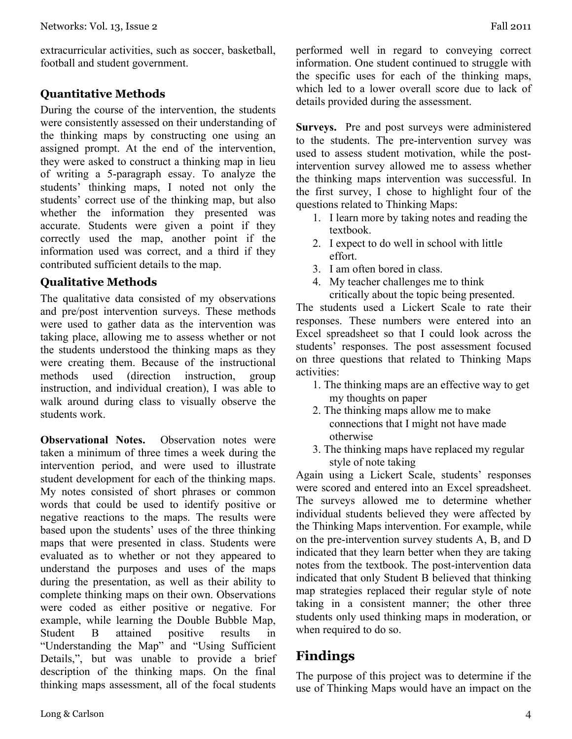extracurricular activities, such as soccer, basketball, football and student government.

### Quantitative Methods

During the course of the intervention, the students were consistently assessed on their understanding of the thinking maps by constructing one using an assigned prompt. At the end of the intervention, they were asked to construct a thinking map in lieu of writing a 5-paragraph essay. To analyze the students' thinking maps, I noted not only the students' correct use of the thinking map, but also whether the information they presented was accurate. Students were given a point if they correctly used the map, another point if the information used was correct, and a third if they contributed sufficient details to the map.

### Qualitative Methods

The qualitative data consisted of my observations and pre/post intervention surveys. These methods were used to gather data as the intervention was taking place, allowing me to assess whether or not the students understood the thinking maps as they were creating them. Because of the instructional methods used (direction instruction, group instruction, and individual creation), I was able to walk around during class to visually observe the students work.

**Observational Notes.** Observation notes were taken a minimum of three times a week during the intervention period, and were used to illustrate student development for each of the thinking maps. My notes consisted of short phrases or common words that could be used to identify positive or negative reactions to the maps. The results were based upon the students' uses of the three thinking maps that were presented in class. Students were evaluated as to whether or not they appeared to understand the purposes and uses of the maps during the presentation, as well as their ability to complete thinking maps on their own. Observations were coded as either positive or negative. For example, while learning the Double Bubble Map, Student B attained positive results in "Understanding the Map" and "Using Sufficient Details,", but was unable to provide a brief description of the thinking maps. On the final thinking maps assessment, all of the focal students performed well in regard to conveying correct information. One student continued to struggle with the specific uses for each of the thinking maps, which led to a lower overall score due to lack of details provided during the assessment.

**Surveys.** Pre and post surveys were administered to the students. The pre-intervention survey was used to assess student motivation, while the post-intervention survey allowed me to assess whether the thinking maps intervention was successful. In the first survey, I chose to highlight four of the questions related to Thinking Maps:

1. I learn more by taking notes and reading the textbook.
2. I expect to do well in school with little effort.
3. I am often bored in class.
4. My teacher challenges me to think critically about the topic being presented.

The students used a Lickert Scale to rate their responses. These numbers were entered into an Excel spreadsheet so that I could look across the students' responses. The post assessment focused on three questions that related to Thinking Maps activities:

1. The thinking maps are an effective way to get my thoughts on paper
2. The thinking maps allow me to make connections that I might not have made otherwise
3. The thinking maps have replaced my regular style of note taking

Again using a Lickert Scale, students' responses were scored and entered into an Excel spreadsheet. The surveys allowed me to determine whether individual students believed they were affected by the Thinking Maps intervention. For example, while on the pre-intervention survey students A, B, and D indicated that they learn better when they are taking notes from the textbook. The post-intervention data indicated that only Student B believed that thinking map strategies replaced their regular style of note taking in a consistent manner; the other three students only used thinking maps in moderation, or when required to do so.

## Findings

The purpose of this project was to determine if the use of Thinking Maps would have an impact on the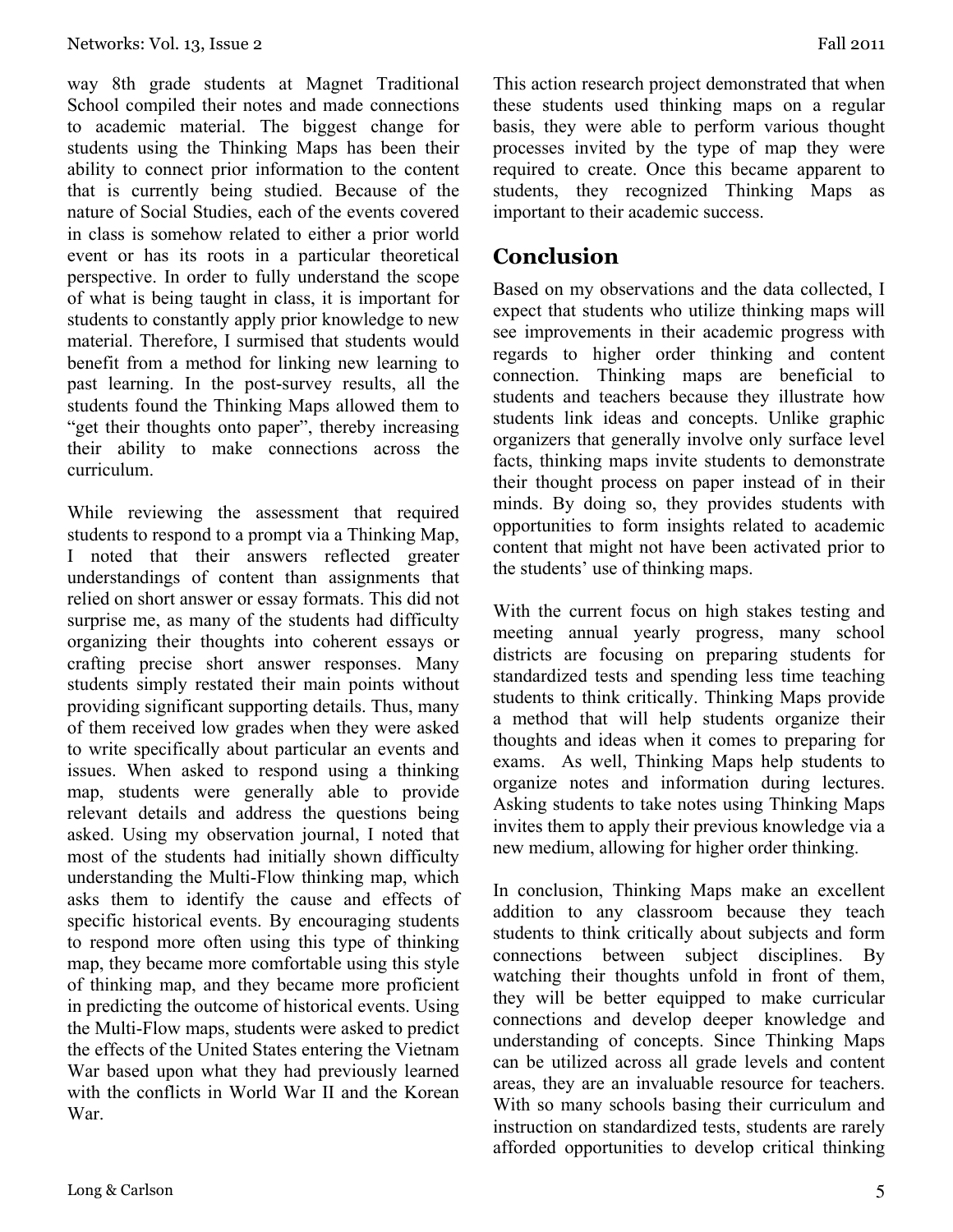way 8th grade students at Magnet Traditional School compiled their notes and made connections to academic material. The biggest change for students using the Thinking Maps has been their ability to connect prior information to the content that is currently being studied. Because of the nature of Social Studies, each of the events covered in class is somehow related to either a prior world event or has its roots in a particular theoretical perspective. In order to fully understand the scope of what is being taught in class, it is important for students to constantly apply prior knowledge to new material. Therefore, I surmised that students would benefit from a method for linking new learning to past learning. In the post-survey results, all the students found the Thinking Maps allowed them to "get their thoughts onto paper", thereby increasing their ability to make connections across the curriculum.

While reviewing the assessment that required students to respond to a prompt via a Thinking Map, I noted that their answers reflected greater understandings of content than assignments that relied on short answer or essay formats. This did not surprise me, as many of the students had difficulty organizing their thoughts into coherent essays or crafting precise short answer responses. Many students simply restated their main points without providing significant supporting details. Thus, many of them received low grades when they were asked to write specifically about particular an events and issues. When asked to respond using a thinking map, students were generally able to provide relevant details and address the questions being asked. Using my observation journal, I noted that most of the students had initially shown difficulty understanding the Multi-Flow thinking map, which asks them to identify the cause and effects of specific historical events. By encouraging students to respond more often using this type of thinking map, they became more comfortable using this style of thinking map, and they became more proficient in predicting the outcome of historical events. Using the Multi-Flow maps, students were asked to predict the effects of the United States entering the Vietnam War based upon what they had previously learned with the conflicts in World War II and the Korean War.

This action research project demonstrated that when these students used thinking maps on a regular basis, they were able to perform various thought processes invited by the type of map they were required to create. Once this became apparent to students, they recognized Thinking Maps as important to their academic success.

## Conclusion

Based on my observations and the data collected, I expect that students who utilize thinking maps will see improvements in their academic progress with regards to higher order thinking and content connection. Thinking maps are beneficial to students and teachers because they illustrate how students link ideas and concepts. Unlike graphic organizers that generally involve only surface level facts, thinking maps invite students to demonstrate their thought process on paper instead of in their minds. By doing so, they provides students with opportunities to form insights related to academic content that might not have been activated prior to the students' use of thinking maps.

With the current focus on high stakes testing and meeting annual yearly progress, many school districts are focusing on preparing students for standardized tests and spending less time teaching students to think critically. Thinking Maps provide a method that will help students organize their thoughts and ideas when it comes to preparing for exams. As well, Thinking Maps help students to organize notes and information during lectures. Asking students to take notes using Thinking Maps invites them to apply their previous knowledge via a new medium, allowing for higher order thinking.

In conclusion, Thinking Maps make an excellent addition to any classroom because they teach students to think critically about subjects and form connections between subject disciplines. By watching their thoughts unfold in front of them, they will be better equipped to make curricular connections and develop deeper knowledge and understanding of concepts. Since Thinking Maps can be utilized across all grade levels and content areas, they are an invaluable resource for teachers. With so many schools basing their curriculum and instruction on standardized tests, students are rarely afforded opportunities to develop critical thinking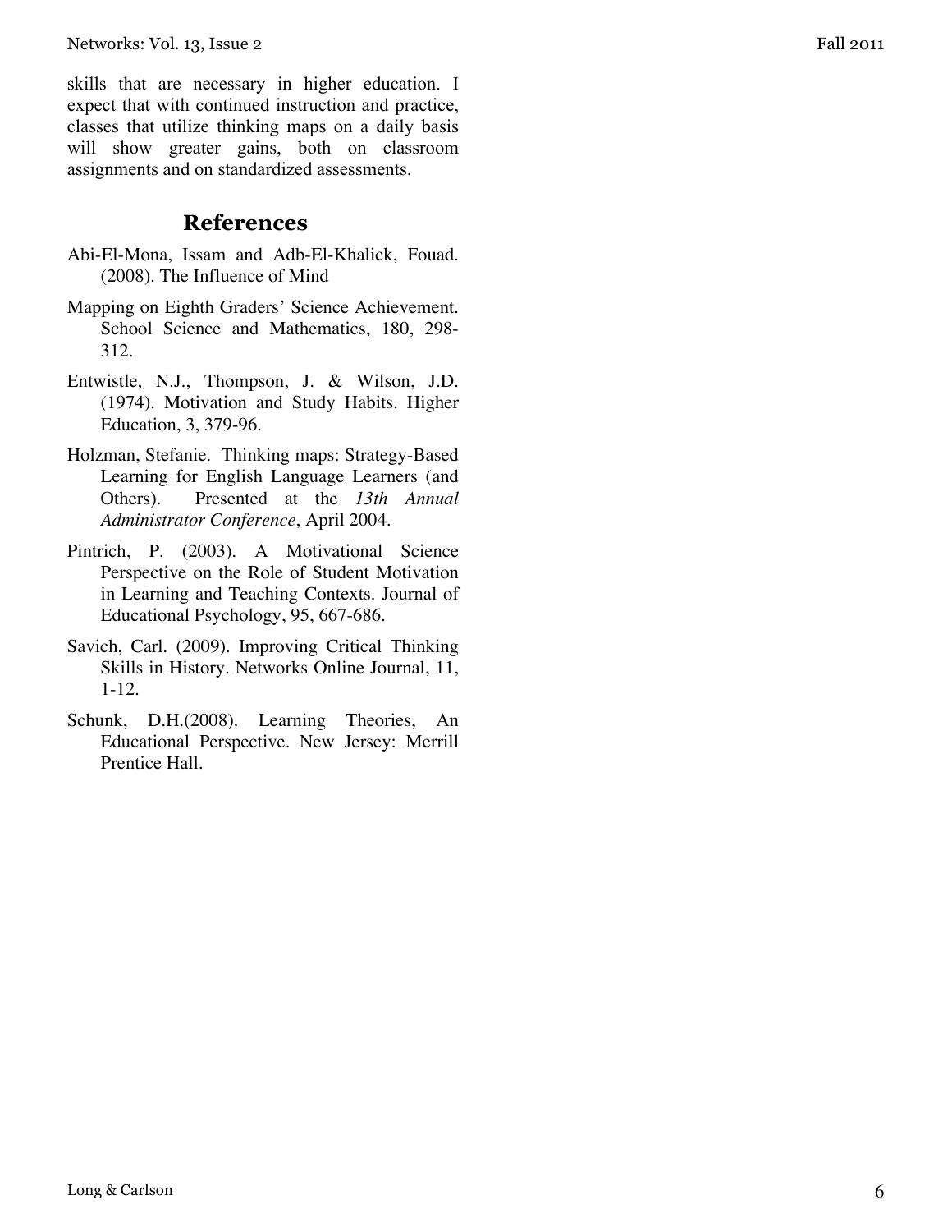skills that are necessary in higher education. I expect that with continued instruction and practice, classes that utilize thinking maps on a daily basis will show greater gains, both on classroom assignments and on standardized assessments.

## References

Abi-El-Mona, Issam and Adb-El-Khalick, Fouad. (2008). The Influence of Mind

Mapping on Eighth Graders' Science Achievement. School Science and Mathematics, 180, 298-312.

Entwistle, N.J., Thompson, J. & Wilson, J.D. (1974). Motivation and Study Habits. Higher Education, 3, 379-96.

Holzman, Stefanie. Thinking maps: Strategy-Based Learning for English Language Learners (and Others). Presented at the *13th Annual Administrator Conference*, April 2004.

Pintrich, P. (2003). A Motivational Science Perspective on the Role of Student Motivation in Learning and Teaching Contexts. Journal of Educational Psychology, 95, 667-686.

Savich, Carl. (2009). Improving Critical Thinking Skills in History. Networks Online Journal, 11, 1-12.

Schunk, D.H.(2008). Learning Theories, An Educational Perspective. New Jersey: Merrill Prentice Hall.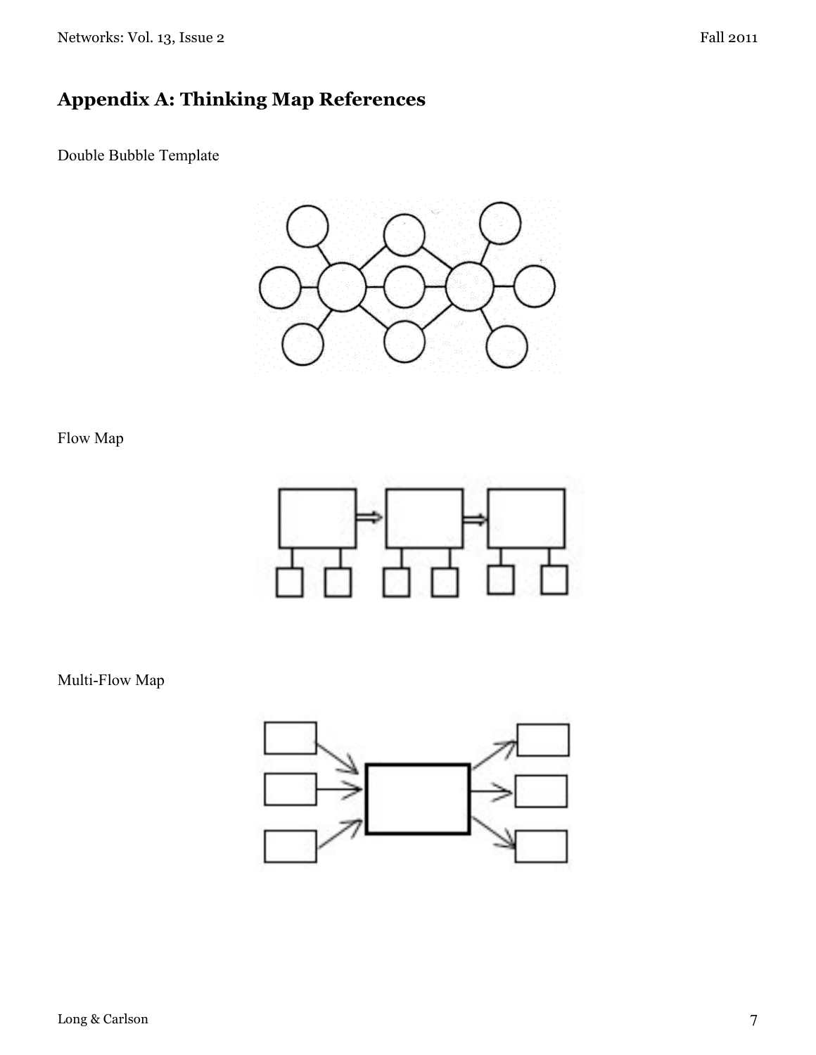## Appendix A: Thinking Map References

Double Bubble Template

Flow Map

Multi-Flow Map